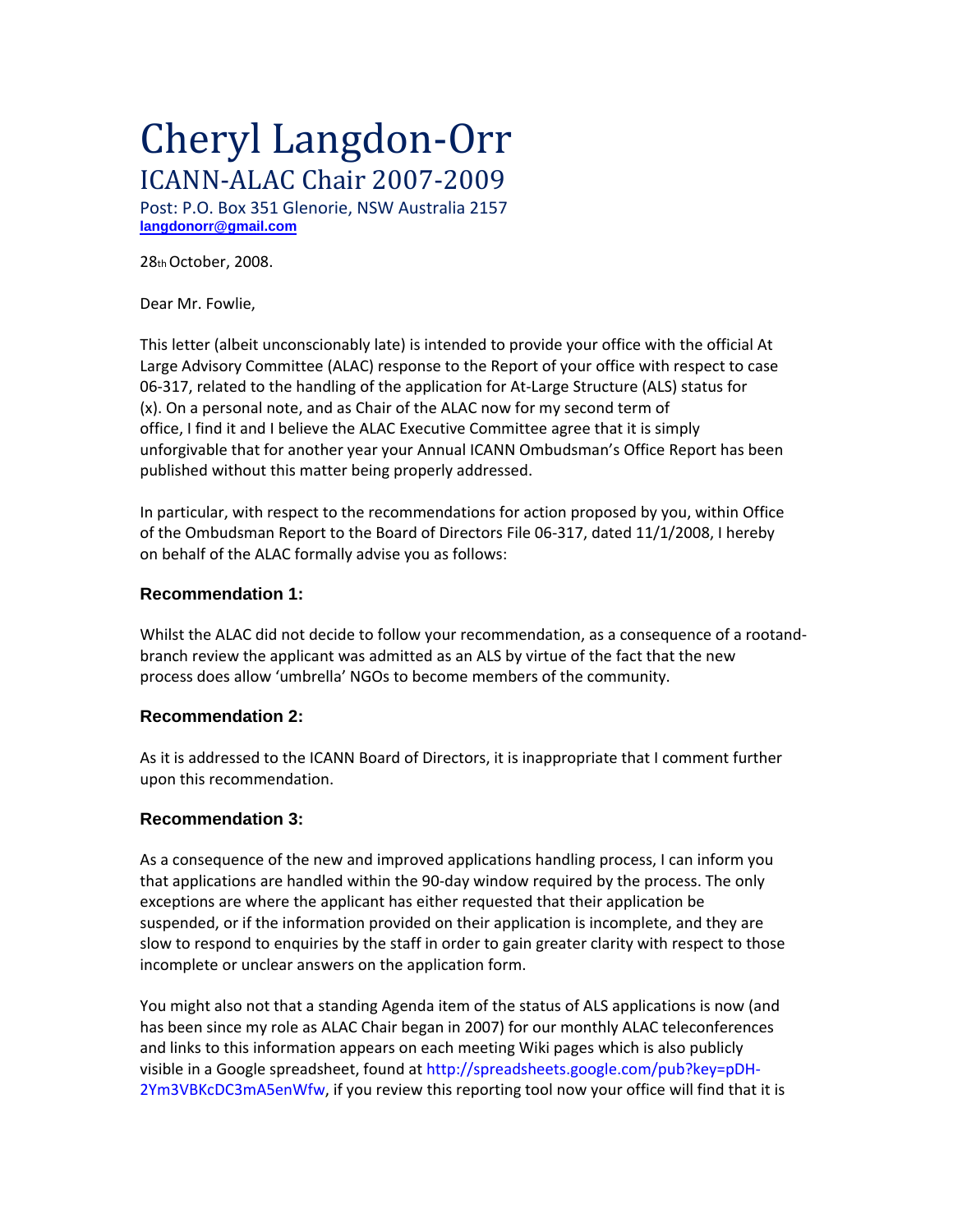# Cheryl Langdon-Orr

## ICANN-ALAC Chair 2007-2009

Post: P.O. Box 351 Glenorie, NSW Australia 2157
**langdonorr@gmail.com**

28th October, 2008.

Dear Mr. Fowlie,

This letter (albeit unconscionably late) is intended to provide your office with the official At Large Advisory Committee (ALAC) response to the Report of your office with respect to case 06-317, related to the handling of the application for At-Large Structure (ALS) status for (x). On a personal note, and as Chair of the ALAC now for my second term of office, I find it and I believe the ALAC Executive Committee agree that it is simply unforgivable that for another year your Annual ICANN Ombudsman's Office Report has been published without this matter being properly addressed.

In particular, with respect to the recommendations for action proposed by you, within Office of the Ombudsman Report to the Board of Directors File 06-317, dated 11/1/2008, I hereby on behalf of the ALAC formally advise you as follows:

### Recommendation 1:

Whilst the ALAC did not decide to follow your recommendation, as a consequence of a rootand-branch review the applicant was admitted as an ALS by virtue of the fact that the new process does allow 'umbrella' NGOs to become members of the community.

### Recommendation 2:

As it is addressed to the ICANN Board of Directors, it is inappropriate that I comment further upon this recommendation.

### Recommendation 3:

As a consequence of the new and improved applications handling process, I can inform you that applications are handled within the 90-day window required by the process. The only exceptions are where the applicant has either requested that their application be suspended, or if the information provided on their application is incomplete, and they are slow to respond to enquiries by the staff in order to gain greater clarity with respect to those incomplete or unclear answers on the application form.

You might also not that a standing Agenda item of the status of ALS applications is now (and has been since my role as ALAC Chair began in 2007) for our monthly ALAC teleconferences and links to this information appears on each meeting Wiki pages which is also publicly visible in a Google spreadsheet, found at http://spreadsheets.google.com/pub?key=pDH-2Ym3VBKcDC3mA5enWfw, if you review this reporting tool now your office will find that it is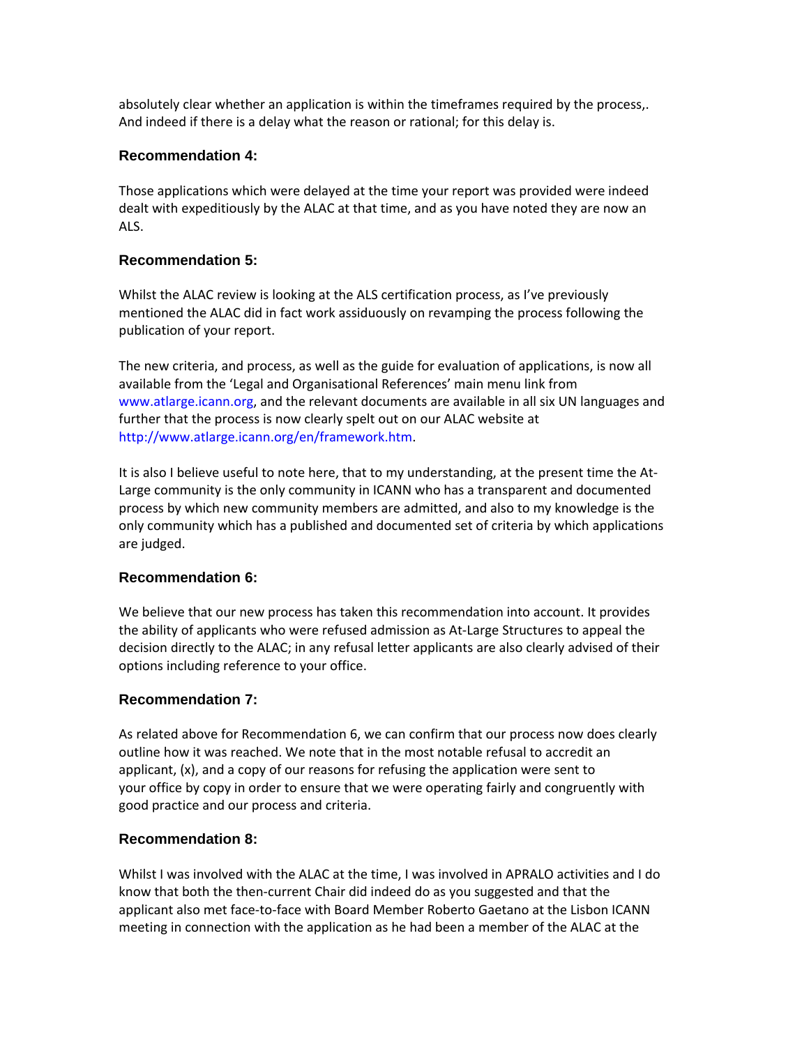absolutely clear whether an application is within the timeframes required by the process,. And indeed if there is a delay what the reason or rational; for this delay is.

### Recommendation 4:

Those applications which were delayed at the time your report was provided were indeed dealt with expeditiously by the ALAC at that time, and as you have noted they are now an ALS.

### Recommendation 5:

Whilst the ALAC review is looking at the ALS certification process, as I've previously mentioned the ALAC did in fact work assiduously on revamping the process following the publication of your report.

The new criteria, and process, as well as the guide for evaluation of applications, is now all available from the 'Legal and Organisational References' main menu link from www.atlarge.icann.org, and the relevant documents are available in all six UN languages and further that the process is now clearly spelt out on our ALAC website at http://www.atlarge.icann.org/en/framework.htm.

It is also I believe useful to note here, that to my understanding, at the present time the At-Large community is the only community in ICANN who has a transparent and documented process by which new community members are admitted, and also to my knowledge is the only community which has a published and documented set of criteria by which applications are judged.

### Recommendation 6:

We believe that our new process has taken this recommendation into account. It provides the ability of applicants who were refused admission as At-Large Structures to appeal the decision directly to the ALAC; in any refusal letter applicants are also clearly advised of their options including reference to your office.

### Recommendation 7:

As related above for Recommendation 6, we can confirm that our process now does clearly outline how it was reached. We note that in the most notable refusal to accredit an applicant, (x), and a copy of our reasons for refusing the application were sent to your office by copy in order to ensure that we were operating fairly and congruently with good practice and our process and criteria.

### Recommendation 8:

Whilst I was involved with the ALAC at the time, I was involved in APRALO activities and I do know that both the then-current Chair did indeed do as you suggested and that the applicant also met face-to-face with Board Member Roberto Gaetano at the Lisbon ICANN meeting in connection with the application as he had been a member of the ALAC at the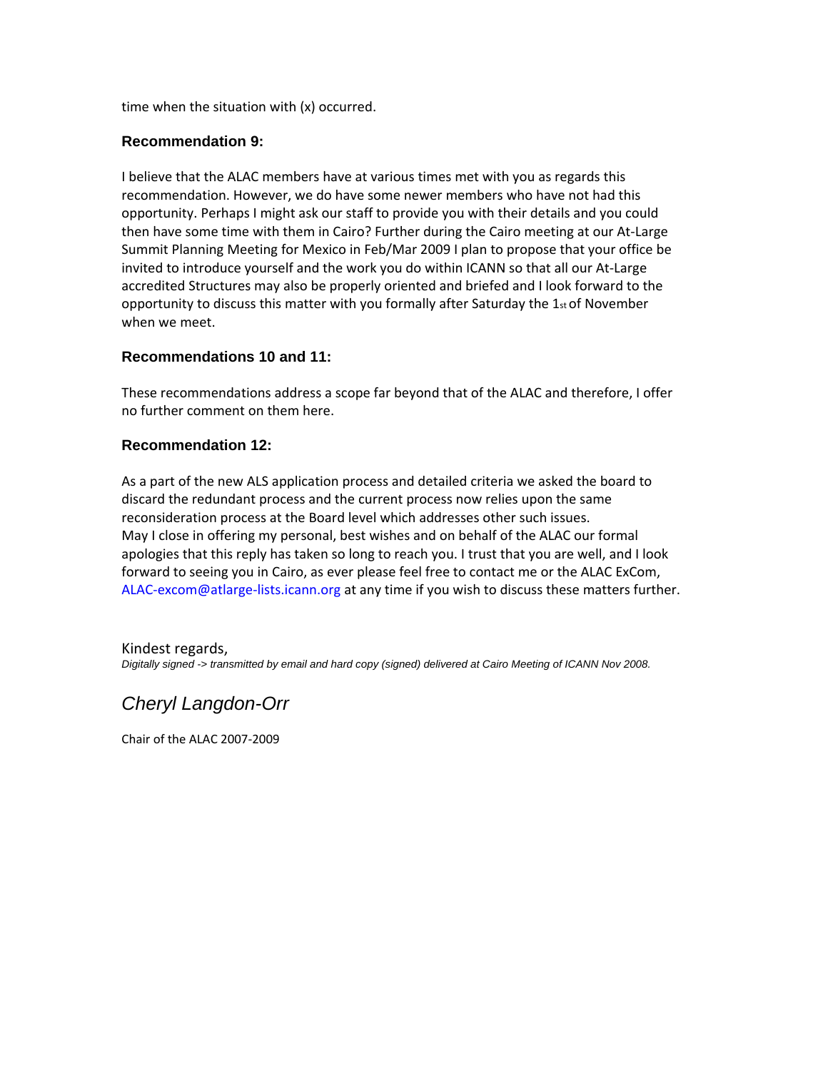time when the situation with (x) occurred.

### Recommendation 9:

I believe that the ALAC members have at various times met with you as regards this recommendation. However, we do have some newer members who have not had this opportunity. Perhaps I might ask our staff to provide you with their details and you could then have some time with them in Cairo? Further during the Cairo meeting at our At-Large Summit Planning Meeting for Mexico in Feb/Mar 2009 I plan to propose that your office be invited to introduce yourself and the work you do within ICANN so that all our At-Large accredited Structures may also be properly oriented and briefed and I look forward to the opportunity to discuss this matter with you formally after Saturday the 1st of November when we meet.

### Recommendations 10 and 11:

These recommendations address a scope far beyond that of the ALAC and therefore, I offer no further comment on them here.

### Recommendation 12:

As a part of the new ALS application process and detailed criteria we asked the board to discard the redundant process and the current process now relies upon the same reconsideration process at the Board level which addresses other such issues.
May I close in offering my personal, best wishes and on behalf of the ALAC our formal apologies that this reply has taken so long to reach you. I trust that you are well, and I look forward to seeing you in Cairo, as ever please feel free to contact me or the ALAC ExCom, ALAC-excom@atlarge-lists.icann.org at any time if you wish to discuss these matters further.

Kindest regards,
*Digitally signed -> transmitted by email and hard copy (signed) delivered at Cairo Meeting of ICANN Nov 2008.*

*Cheryl Langdon-Orr*

Chair of the ALAC 2007-2009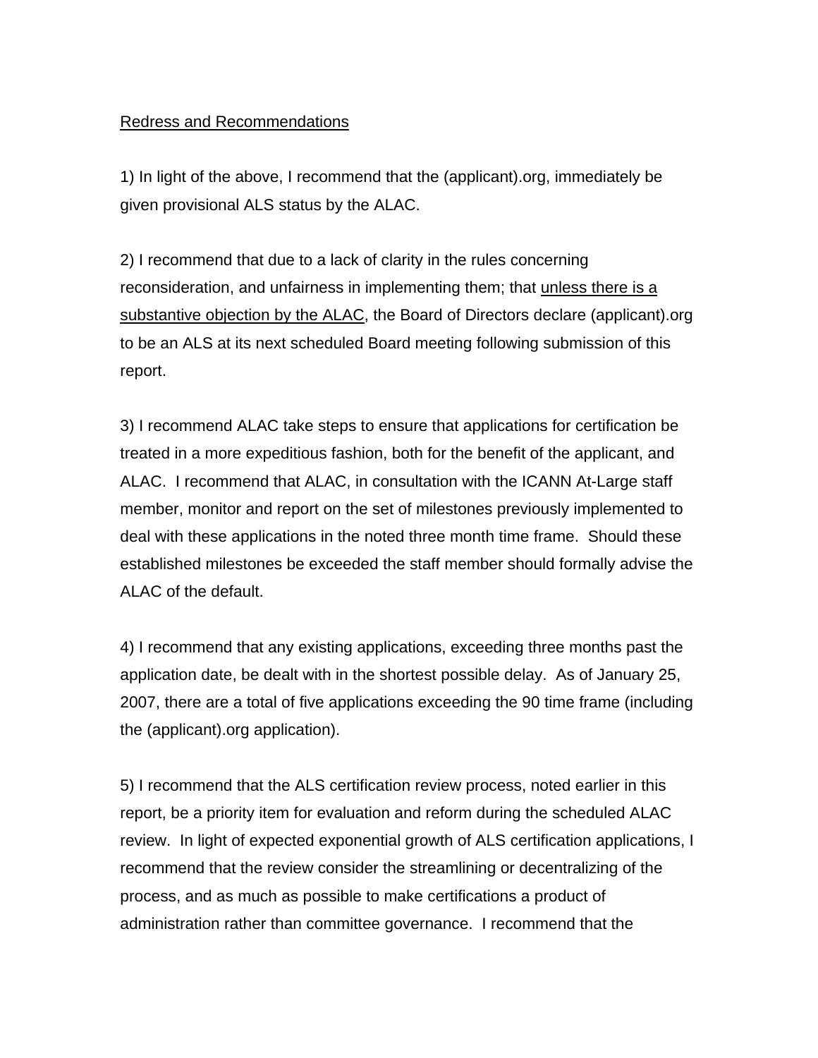<u>Redress and Recommendations</u>

1) In light of the above, I recommend that the (applicant).org, immediately be given provisional ALS status by the ALAC.

2) I recommend that due to a lack of clarity in the rules concerning reconsideration, and unfairness in implementing them; that <u>unless there is a substantive objection by the ALAC</u>, the Board of Directors declare (applicant).org to be an ALS at its next scheduled Board meeting following submission of this report.

3) I recommend ALAC take steps to ensure that applications for certification be treated in a more expeditious fashion, both for the benefit of the applicant, and ALAC. I recommend that ALAC, in consultation with the ICANN At-Large staff member, monitor and report on the set of milestones previously implemented to deal with these applications in the noted three month time frame. Should these established milestones be exceeded the staff member should formally advise the ALAC of the default.

4) I recommend that any existing applications, exceeding three months past the application date, be dealt with in the shortest possible delay. As of January 25, 2007, there are a total of five applications exceeding the 90 time frame (including the (applicant).org application).

5) I recommend that the ALS certification review process, noted earlier in this report, be a priority item for evaluation and reform during the scheduled ALAC review. In light of expected exponential growth of ALS certification applications, I recommend that the review consider the streamlining or decentralizing of the process, and as much as possible to make certifications a product of administration rather than committee governance. I recommend that the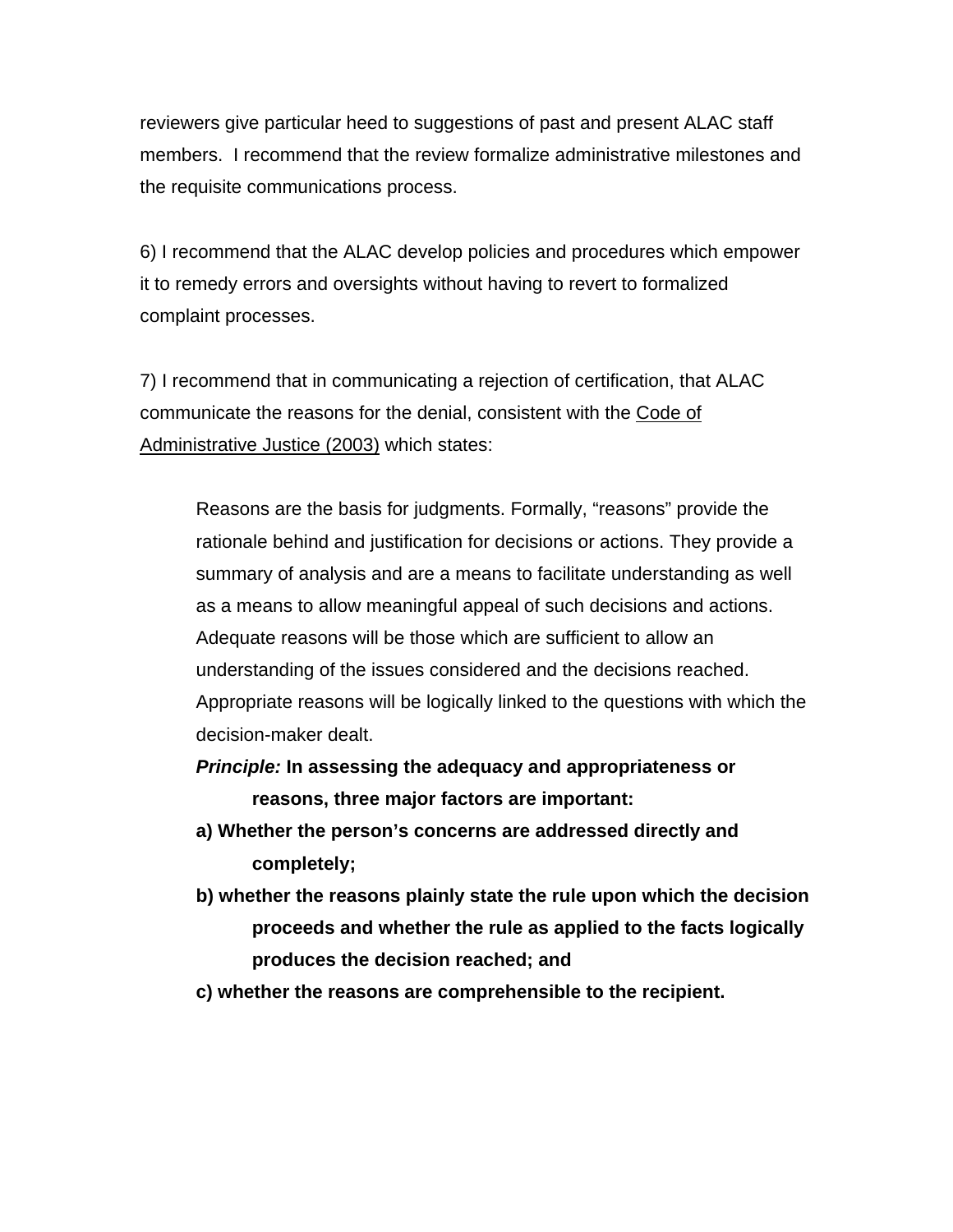reviewers give particular heed to suggestions of past and present ALAC staff members. I recommend that the review formalize administrative milestones and the requisite communications process.

6) I recommend that the ALAC develop policies and procedures which empower it to remedy errors and oversights without having to revert to formalized complaint processes.

7) I recommend that in communicating a rejection of certification, that ALAC communicate the reasons for the denial, consistent with the Code of Administrative Justice (2003) which states:

> Reasons are the basis for judgments. Formally, "reasons" provide the rationale behind and justification for decisions or actions. They provide a summary of analysis and are a means to facilitate understanding as well as a means to allow meaningful appeal of such decisions and actions. Adequate reasons will be those which are sufficient to allow an understanding of the issues considered and the decisions reached. Appropriate reasons will be logically linked to the questions with which the decision-maker dealt.
>
> ***Principle:*** **In assessing the adequacy and appropriateness or reasons, three major factors are important:**
>
> **a) Whether the person's concerns are addressed directly and completely;**
>
> **b) whether the reasons plainly state the rule upon which the decision proceeds and whether the rule as applied to the facts logically produces the decision reached; and**
>
> **c) whether the reasons are comprehensible to the recipient.**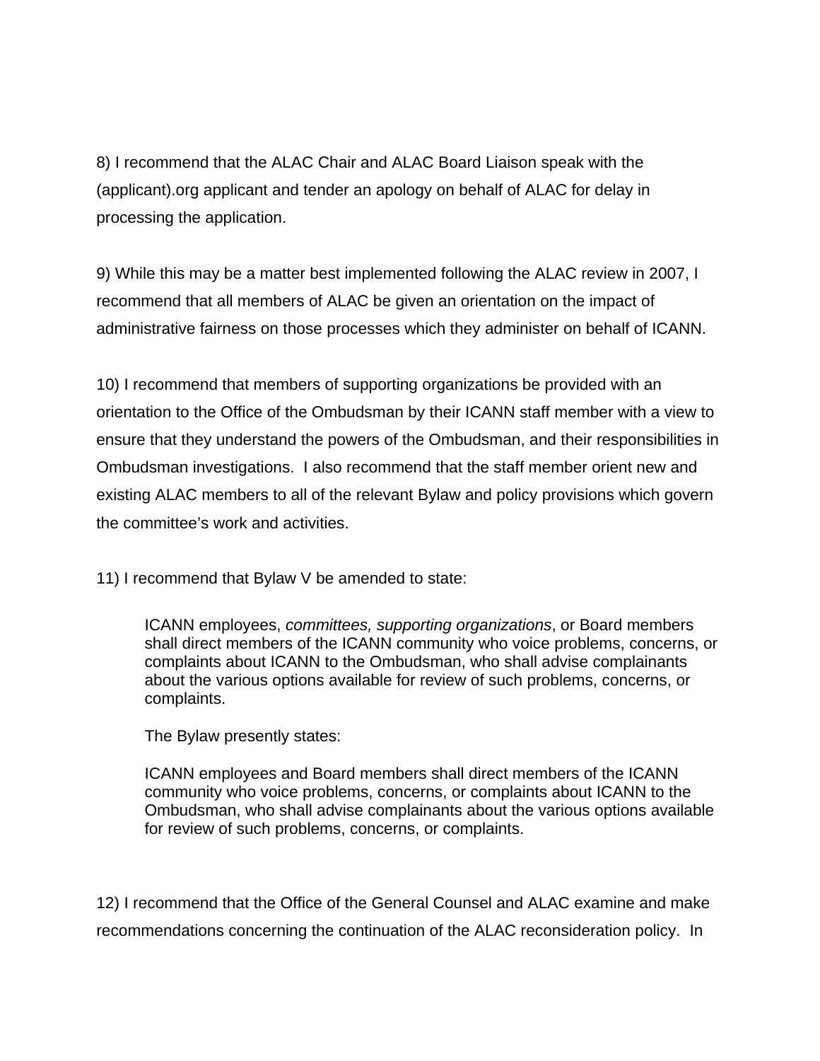8) I recommend that the ALAC Chair and ALAC Board Liaison speak with the (applicant).org applicant and tender an apology on behalf of ALAC for delay in processing the application.

9) While this may be a matter best implemented following the ALAC review in 2007, I recommend that all members of ALAC be given an orientation on the impact of administrative fairness on those processes which they administer on behalf of ICANN.

10) I recommend that members of supporting organizations be provided with an orientation to the Office of the Ombudsman by their ICANN staff member with a view to ensure that they understand the powers of the Ombudsman, and their responsibilities in Ombudsman investigations. I also recommend that the staff member orient new and existing ALAC members to all of the relevant Bylaw and policy provisions which govern the committee's work and activities.

11) I recommend that Bylaw V be amended to state:

> ICANN employees, *committees, supporting organizations*, or Board members shall direct members of the ICANN community who voice problems, concerns, or complaints about ICANN to the Ombudsman, who shall advise complainants about the various options available for review of such problems, concerns, or complaints.
>
> The Bylaw presently states:
>
> ICANN employees and Board members shall direct members of the ICANN community who voice problems, concerns, or complaints about ICANN to the Ombudsman, who shall advise complainants about the various options available for review of such problems, concerns, or complaints.

12) I recommend that the Office of the General Counsel and ALAC examine and make recommendations concerning the continuation of the ALAC reconsideration policy. In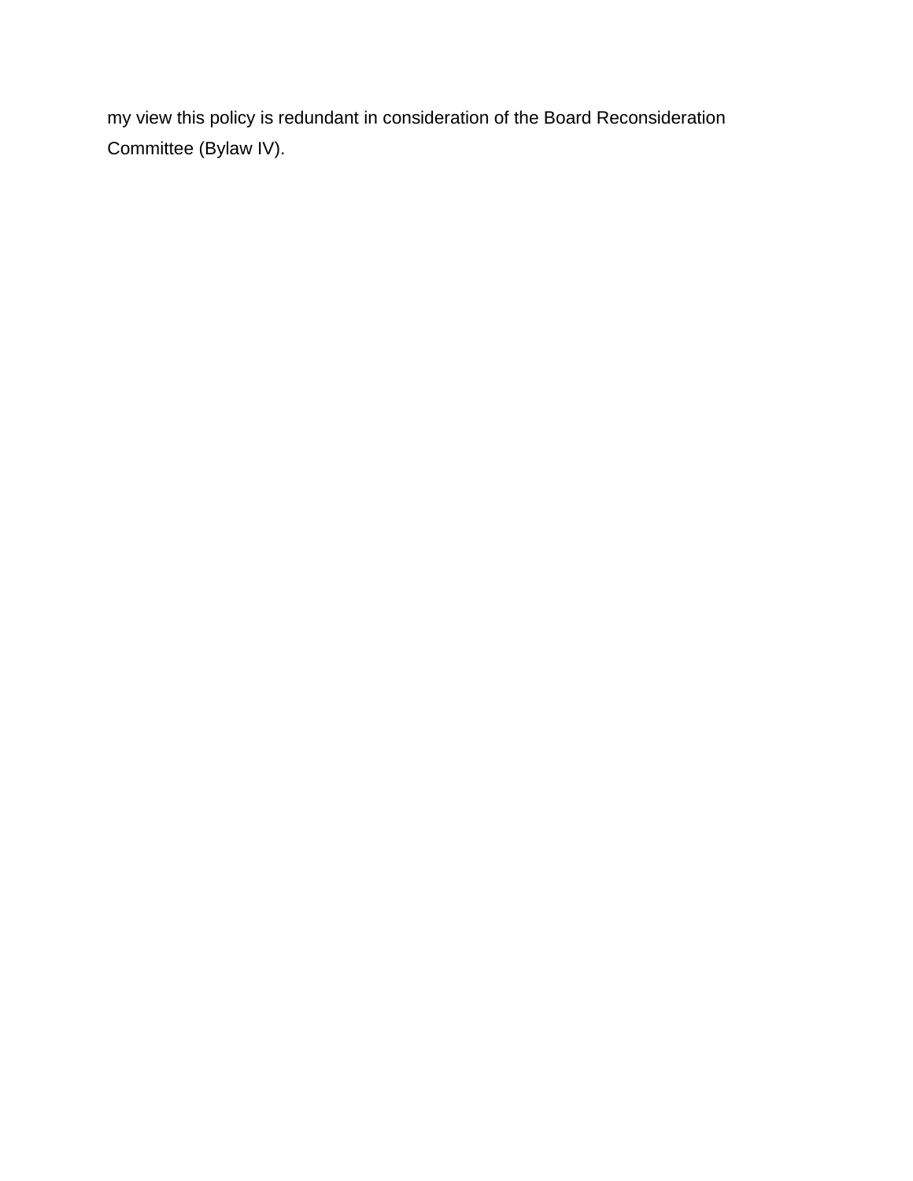my view this policy is redundant in consideration of the Board Reconsideration Committee (Bylaw IV).